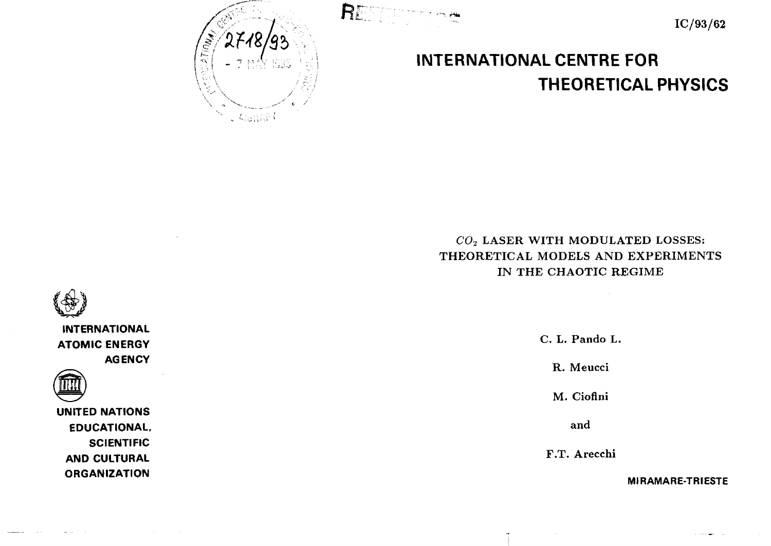IC/93/62

# INTERNATIONAL CENTRE FOR THEORETICAL PHYSICS

## $CO_2$ LASER WITH MODULATED LOSSES: THEORETICAL MODELS AND EXPERIMENTS IN THE CHAOTIC REGIME

C. L. Pando L.

R. Meucci

M. Ciofini

and

F.T. Arecchi

INTERNATIONAL ATOMIC ENERGY AGENCY

UNITED NATIONS EDUCATIONAL, SCIENTIFIC AND CULTURAL ORGANIZATION

MIRAMARE-TRIESTE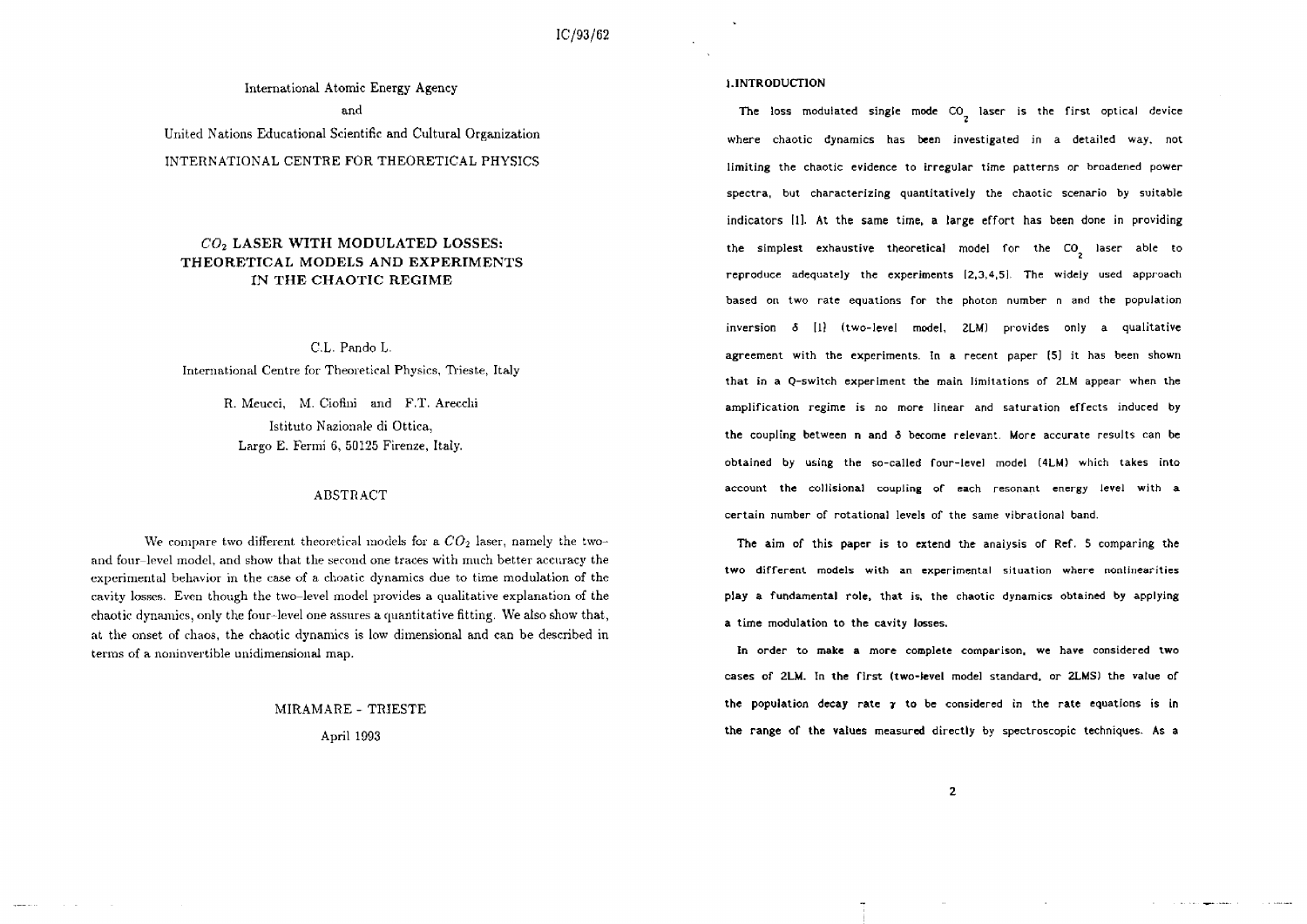IC/93/62

International Atomic Energy Agency

and

United Nations Educational Scientific and Cultural Organization

INTERNATIONAL CENTRE FOR THEORETICAL PHYSICS

# $CO_2$ LASER WITH MODULATED LOSSES: THEORETICAL MODELS AND EXPERIMENTS IN THE CHAOTIC REGIME

C.L. Pando L.

International Centre for Theoretical Physics, Trieste, Italy

R. Meucci, M. Ciofini and F.T. Arecchi

Istituto Nazionale di Ottica,
Largo E. Fermi 6, 50125 Firenze, Italy.

## ABSTRACT

We compare two different theoretical models for a $CO_2$ laser, namely the two- and four-level model, and show that the second one traces with much better accuracy the experimental behavior in the case of a choatic dynamics due to time modulation of the cavity losses. Even though the two-level model provides a qualitative explanation of the chaotic dynamics, only the four-level one assures a quantitative fitting. We also show that, at the onset of chaos, the chaotic dynamics is low dimensional and can be described in terms of a noninvertible unidimensional map.

MIRAMARE - TRIESTE

April 1993

## 1. INTRODUCTION

The loss modulated single mode $CO_2$ laser is the first optical device where chaotic dynamics has been investigated in a detailed way, not limiting the chaotic evidence to irregular time patterns or broadened power spectra, but characterizing quantitatively the chaotic scenario by suitable indicators [1]. At the same time, a large effort has been done in providing the simplest exhaustive theoretical model for the $CO_2$ laser able to reproduce adequately the experiments [2,3,4,5]. The widely used approach based on two rate equations for the photon number n and the population inversion $\delta$ [1] (two-level model, 2LM) provides only a qualitative agreement with the experiments. In a recent paper [5] it has been shown that in a Q-switch experiment the main limitations of 2LM appear when the amplification regime is no more linear and saturation effects induced by the coupling between n and $\delta$ become relevant. More accurate results can be obtained by using the so-called four-level model (4LM) which takes into account the collisional coupling of each resonant energy level with a certain number of rotational levels of the same vibrational band.

The aim of this paper is to extend the analysis of Ref. 5 comparing the two different models with an experimental situation where nonlinearities play a fundamental role, that is, the chaotic dynamics obtained by applying a time modulation to the cavity losses.

In order to make a more complete comparison, we have considered two cases of 2LM. In the first (two-level model standard, or 2LMS) the value of the population decay rate $\gamma$ to be considered in the rate equations is in the range of the values measured directly by spectroscopic techniques. As a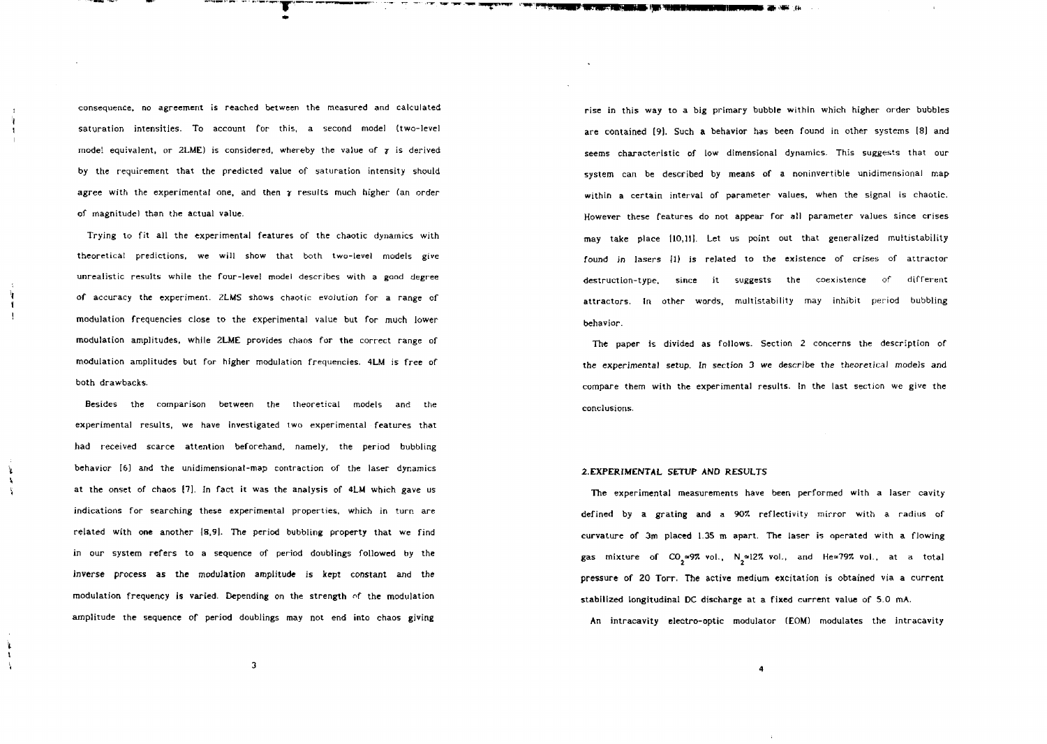consequence, no agreement is reached between the measured and calculated saturation intensities. To account for this, a second model (two-level model equivalent, or 2LME) is considered, whereby the value of $\gamma$ is derived by the requirement that the predicted value of saturation intensity should agree with the experimental one, and then $\gamma$ results much higher (an order of magnitude) than the actual value.

Trying to fit all the experimental features of the chaotic dynamics with theoretical predictions, we will show that both two-level models give unrealistic results while the four-level model describes with a good degree of accuracy the experiment. 2LMS shows chaotic evolution for a range of modulation frequencies close to the experimental value but for much lower modulation amplitudes, while 2LME provides chaos for the correct range of modulation amplitudes but for higher modulation frequencies. 4LM is free of both drawbacks.

Besides the comparison between the theoretical models and the experimental results, we have investigated two experimental features that had received scarce attention beforehand, namely, the period bubbling behavior [6] and the unidimensional-map contraction of the laser dynamics at the onset of chaos [7]. In fact it was the analysis of 4LM which gave us indications for searching these experimental properties, which in turn are related with one another [8,9]. The period bubbling property that we find in our system refers to a sequence of period doublings followed by the inverse process as the modulation amplitude is kept constant and the modulation frequency is varied. Depending on the strength of the modulation amplitude the sequence of period doublings may not end into chaos giving rise in this way to a big primary bubble within which higher order bubbles are contained [9]. Such a behavior has been found in other systems [8] and seems characteristic of low dimensional dynamics. This suggests that our system can be described by means of a noninvertible unidimensional map within a certain interval of parameter values, when the signal is chaotic. However these features do not appear for all parameter values since crises may take place [10,11]. Let us point out that generalized multistability found in lasers [1] is related to the existence of crises of attractor destruction-type, since it suggests the coexistence of different attractors. In other words, multistability may inhibit period bubbling behavior.

The paper is divided as follows. Section 2 concerns the description of the experimental setup. In section 3 we describe the theoretical models and compare them with the experimental results. In the last section we give the conclusions.

## 2. EXPERIMENTAL SETUP AND RESULTS

The experimental measurements have been performed with a laser cavity defined by a grating and a 90% reflectivity mirror with a radius of curvature of 3m placed 1.35 m apart. The laser is operated with a flowing gas mixture of $CO_2 \simeq 9\%$ vol., $N_2 \simeq 12\%$ vol., and He≈79% vol., at a total pressure of 20 Torr. The active medium excitation is obtained via a current stabilized longitudinal DC discharge at a fixed current value of 5.0 mA.

An intracavity electro-optic modulator (EOM) modulates the intracavity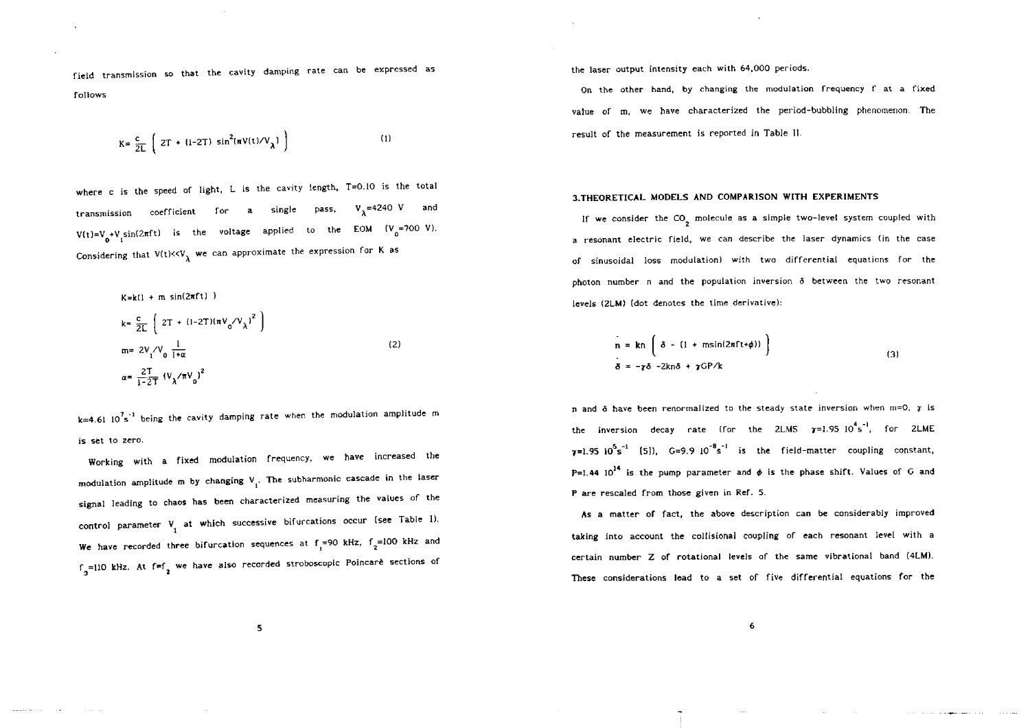field transmission so that the cavity damping rate can be expressed as follows

$$K = \frac{c}{2L}\left( 2T + (1-2T)\sin^2(\pi V(t)/V_\lambda) \right) \tag{1}$$

where c is the speed of light, L is the cavity length, T=0.10 is the total transmission coefficient for a single pass, $V_\lambda$=4240 V and $V(t)=V_0+V_1\sin(2\pi ft)$ is the voltage applied to the EOM ($V_0$=700 V). Considering that $V(t)<<V_\lambda$ we can approximate the expression for K as

$$
\begin{aligned}
K &= k(1 + m\sin(2\pi ft)) \\
k &= \frac{c}{2L}\left( 2T + (1-2T)(\pi V_0/V_\lambda)^2 \right) \\
m &= 2V_1/V_0 \frac{1}{1+\alpha} \\
\alpha &= \frac{2T}{1-2T}(V_\lambda/\pi V_0)^2
\end{aligned} \tag{2}
$$

$k=4.61\ 10^7 s^{-1}$ being the cavity damping rate when the modulation amplitude m is set to zero.

Working with a fixed modulation frequency, we have increased the modulation amplitude m by changing $V_1$. The subharmonic cascade in the laser signal leading to chaos has been characterized measuring the values of the control parameter $V_1$ at which successive bifurcations occur (see Table I). We have recorded three bifurcation sequences at $f_1$=90 kHz, $f_2$=100 kHz and $f_3$=110 kHz. At $f=f_2$ we have also recorded stroboscopic Poincarè sections of the laser output intensity each with 64,000 periods.

On the other hand, by changing the modulation frequency f at a fixed value of m, we have characterized the period-bubbling phenomenon. The result of the measurement is reported in Table II.

## 3.THEORETICAL MODELS AND COMPARISON WITH EXPERIMENTS

If we consider the $CO_2$ molecule as a simple two-level system coupled with a resonant electric field, we can describe the laser dynamics (in the case of sinusoidal loss modulation) with two differential equations for the photon number n and the population inversion δ between the two resonant levels (2LM) (dot denotes the time derivative):

$$
\begin{aligned}
\dot{n} &= kn\left( \delta - (1 + m\sin(2\pi ft+\phi)) \right) \\
\dot{\delta} &= -\gamma\delta - 2kn\delta + \gamma GP/k
\end{aligned} \tag{3}
$$

n and δ have been renormalized to the steady state inversion when m=0, γ is the inversion decay rate (for the 2LMS $\gamma=1.95\ 10^4 s^{-1}$, for 2LME $\gamma=1.95\ 10^5 s^{-1}$ [5]), $G=9.9\ 10^{-8} s^{-1}$ is the field-matter coupling constant, $P=1.44\ 10^{14}$ is the pump parameter and $\phi$ is the phase shift. Values of G and P are rescaled from those given in Ref. 5.

As a matter of fact, the above description can be considerably improved taking into account the collisional coupling of each resonant level with a certain number Z of rotational levels of the same vibrational band (4LM). These considerations lead to a set of five differential equations for the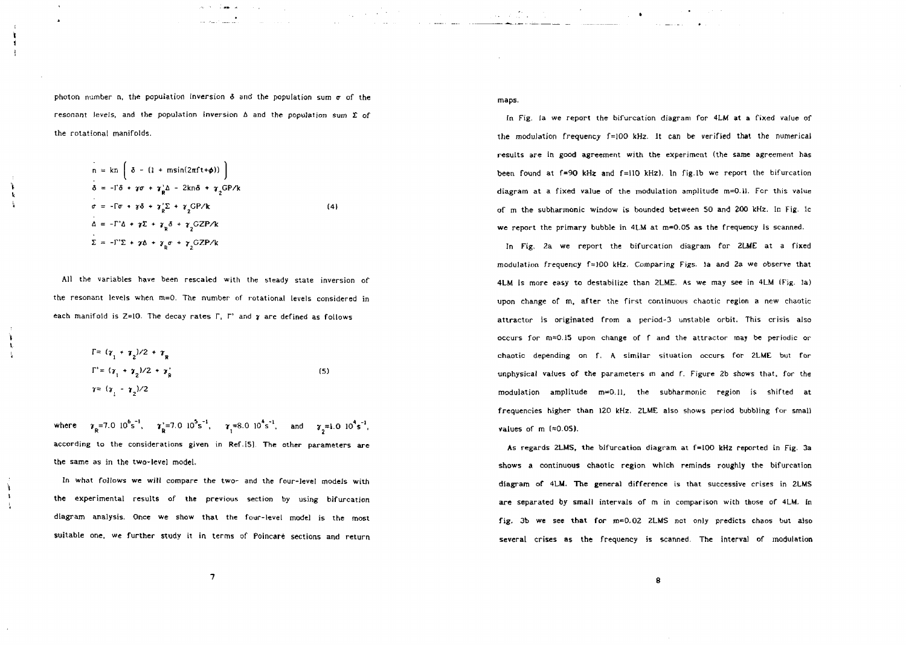photon number n, the population inversion $\delta$ and the population sum $\sigma$ of the resonant levels, and the population inversion $\Delta$ and the population sum $\Sigma$ of the rotational manifolds.

$$
\begin{aligned}
\dot{n} &= kn\left(\delta - (1 + m\sin(2\pi f t+\phi))\right) \\
\dot{\delta} &= -\Gamma\delta + \gamma\sigma + \gamma_R'\Delta - 2kn\delta + \gamma_2 GP/k \\
\dot{\sigma} &= -\Gamma\sigma + \gamma\delta + \gamma_R'\Sigma + \gamma_2 GP/k \qquad (4)\\
\dot{\Delta} &= -\Gamma'\Delta + \gamma\Sigma + \gamma_R\delta + \gamma_2 GZP/k \\
\dot{\Sigma} &= -\Gamma'\Sigma + \gamma\Delta + \gamma_R\sigma + \gamma_2 GZP/k
\end{aligned}
$$

All the variables have been rescaled with the steady state inversion of the resonant levels when m=0. The number of rotational levels considered in each manifold is Z=10. The decay rates $\Gamma$, $\Gamma'$ and $\gamma$ are defined as follows

$$
\begin{aligned}
\Gamma &= (\gamma_1 + \gamma_2)/2 + \gamma_R \\
\Gamma' &= (\gamma_1 + \gamma_2)/2 + \gamma_R' \qquad (5)\\
\gamma &= (\gamma_1 - \gamma_2)/2
\end{aligned}
$$

where $\gamma_R=7.0\ 10^6 s^{-1}$, $\gamma_R'=7.0\ 10^5 s^{-1}$, $\gamma_1=8.0\ 10^4 s^{-1}$, and $\gamma_2=1.0\ 10^4 s^{-1}$, according to the considerations given in Ref.[5]. The other parameters are the same as in the two-level model.

In what follows we will compare the two- and the four-level models with the experimental results of the previous section by using bifurcation diagram analysis. Once we show that the four-level model is the most suitable one, we further study it in terms of Poincaré sections and return maps.

In Fig. 1a we report the bifurcation diagram for 4LM at a fixed value of the modulation frequency f=100 kHz. It can be verified that the numerical results are in good agreement with the experiment (the same agreement has been found at f=90 kHz and f=110 kHz). In fig.1b we report the bifurcation diagram at a fixed value of the modulation amplitude m=0.11. For this value of m the subharmonic window is bounded between 50 and 200 kHz. In Fig. 1c we report the primary bubble in 4LM at m=0.05 as the frequency is scanned.

In Fig. 2a we report the bifurcation diagram for 2LME at a fixed modulation frequency f=100 kHz. Comparing Figs. 1a and 2a we observe that 4LM is more easy to destabilize than 2LME. As we may see in 4LM (Fig. 1a) upon change of m, after the first continuous chaotic region a new chaotic attractor is originated from a period-3 unstable orbit. This crisis also occurs for m≈0.15 upon change of f and the attractor may be periodic or chaotic depending on f. A similar situation occurs for 2LME but for unphysical values of the parameters m and f. Figure 2b shows that, for the modulation amplitude m=0.11, the subharmonic region is shifted at frequencies higher than 120 kHz. 2LME also shows period bubbling for small values of m (≈0.05).

As regards 2LMS, the bifurcation diagram at f=100 kHz reported in Fig. 3a shows a continuous chaotic region which reminds roughly the bifurcation diagram of 4LM. The general difference is that successive crises in 2LMS are separated by small intervals of m in comparison with those of 4LM. In fig. 3b we see that for m=0.02 2LMS not only predicts chaos but also several crises as the frequency is scanned. The interval of modulation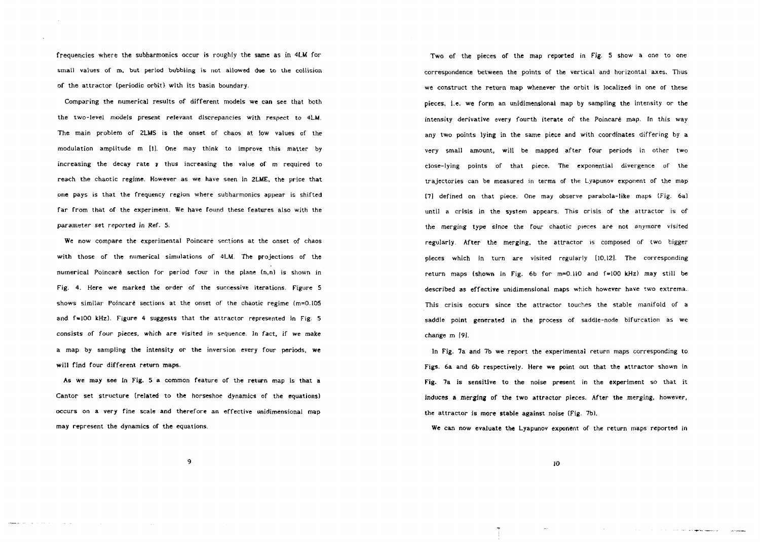frequencies where the subharmonics occur is roughly the same as in 4LM for small values of m, but period bubbling is not allowed due to the collision of the attractor (periodic orbit) with its basin boundary.

Comparing the numerical results of different models we can see that both the two-level models present relevant discrepancies with respect to 4LM. The main problem of 2LMS is the onset of chaos at low values of the modulation amplitude m [1]. One may think to improve this matter by increasing the decay rate $\gamma$ thus increasing the value of m required to reach the chaotic regime. However as we have seen in 2LME, the price that one pays is that the frequency region where subharmonics appear is shifted far from that of the experiment. We have found these features also with the parameter set reported in Ref. 5.

We now compare the experimental Poincarè sections at the onset of chaos with those of the numerical simulations of 4LM. The projections of the numerical Poincarè section for period four in the plane $(n,\dot{n})$ is shown in Fig. 4. Here we marked the order of the successive iterations. Figure 5 shows similar Poincarè sections at the onset of the chaotic regime (m=0.105 and f=100 kHz). Figure 4 suggests that the attractor represented in Fig. 5 consists of four pieces, which are visited in sequence. In fact, if we make a map by sampling the intensity or the inversion every four periods, we will find four different return maps.

As we may see in Fig. 5 a common feature of the return map is that a Cantor set structure (related to the horseshoe dynamics of the equations) occurs on a very fine scale and therefore an effective unidimensional map may represent the dynamics of the equations.

Two of the pieces of the map reported in Fig. 5 show a one to one correspondence between the points of the vertical and horizontal axes. Thus we construct the return map whenever the orbit is localized in one of these pieces, i.e. we form an unidimensional map by sampling the intensity or the intensity derivative every fourth iterate of the Poincarè map. In this way any two points lying in the same piece and with coordinates differing by a very small amount, will be mapped after four periods in other two close-lying points of that piece. The exponential divergence of the trajectories can be measured in terms of the Lyapunov exponent of the map [7] defined on that piece. One may observe parabola-like maps (Fig. 6a) until a crisis in the system appears. This crisis of the attractor is of the merging type since the four chaotic pieces are not anymore visited regularly. After the merging, the attractor is composed of two bigger pieces which in turn are visited regularly [10,12]. The corresponding return maps (shown in Fig. 6b for m=0.110 and f=100 kHz) may still be described as effective unidimensional maps which however have two extrema. This crisis occurs since the attractor touches the stable manifold of a saddle point generated in the process of saddle-node bifurcation as we change m [9].

In Fig. 7a and 7b we report the experimental return maps corresponding to Figs. 6a and 6b respectively. Here we point out that the attractor shown in Fig. 7a is sensitive to the noise present in the experiment so that it induces a merging of the two attractor pieces. After the merging, however, the attractor is more stable against noise (Fig. 7b).

We can now evaluate the Lyapunov exponent of the return maps reported in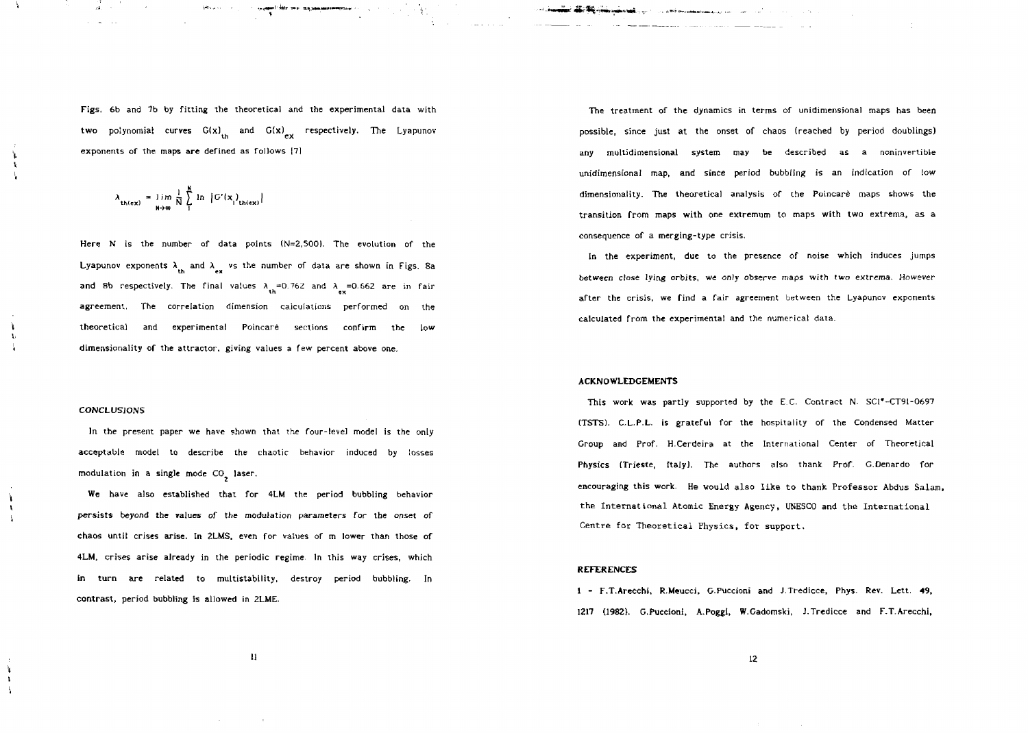Figs. 6b and 7b by fitting the theoretical and the experimental data with two polynomial curves $G(x)_{th}$ and $G(x)_{ex}$ respectively. The Lyapunov exponents of the maps are defined as follows [7]

$$\lambda_{th(ex)} = \lim_{N\to\infty} \frac{1}{N} \sum_{1}^{N} \ln |G'(x_i)_{th(ex)}|$$

Here N is the number of data points (N=2,500). The evolution of the Lyapunov exponents $\lambda_{th}$ and $\lambda_{ex}$ vs the number of data are shown in Figs. 8a and 8b respectively. The final values $\lambda_{th}$=0.762 and $\lambda_{ex}$=0.662 are in fair agreement. The correlation dimension calculations performed on the theoretical and experimental Poincaré sections confirm the low dimensionality of the attractor, giving values a few percent above one.

### CONCLUSIONS

In the present paper we have shown that the four-level model is the only acceptable model to describe the chaotic behavior induced by losses modulation in a single mode $CO_2$ laser.

We have also established that for 4LM the period bubbling behavior persists beyond the values of the modulation parameters for the onset of chaos until crises arise. In 2LMS, even for values of m lower than those of 4LM, crises arise already in the periodic regime. In this way crises, which in turn are related to multistability, destroy period bubbling. In contrast, period bubbling is allowed in 2LME.

The treatment of the dynamics in terms of unidimensional maps has been possible, since just at the onset of chaos (reached by period doublings) any multidimensional system may be described as a noninvertible unidimensional map, and since period bubbling is an indication of low dimensionality. The theoretical analysis of the Poincaré maps shows the transition from maps with one extremum to maps with two extrema, as a consequence of a merging-type crisis.

In the experiment, due to the presence of noise which induces jumps between close lying orbits, we only observe maps with two extrema. However after the crisis, we find a fair agreement between the Lyapunov exponents calculated from the experimental and the numerical data.

### ACKNOWLEDGEMENTS

This work was partly supported by the E.C. Contract N. SCI*-CT91-0697 (TSTS). C.L.P.L. is grateful for the hospitality of the Condensed Matter Group and Prof. H.Cerdeira at the International Center of Theoretical Physics (Trieste, Italy). The authors also thank Prof. G.Denardo for encouraging this work. He would also like to thank Professor Abdus Salam, the International Atomic Energy Agency, UNESCO and the International Centre for Theoretical Physics, for support.

### REFERENCES

1 - F.T.Arecchi, R.Meucci, G.Puccioni and J.Tredicce, Phys. Rev. Lett. **49**, 1217 (1982). G.Puccioni, A.Poggi, W.Gadomski, J.Tredicce and F.T.Arecchi,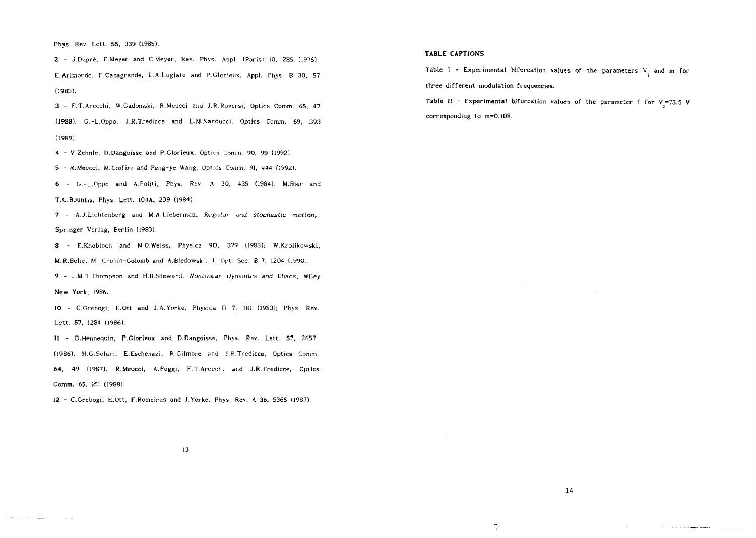Phys. Rev. Lett. 55, 339 (1985).

2 - J.Dupré, F.Meyer and C.Meyer, Rev. Phys. Appl. (Paris) 10, 285 (1975). E.Arimondo, F.Casagrande, L.A.Lugiato and P.Glorieux, Appl. Phys. B 30, 57 (1983).

3 - F.T.Arecchi, W.Gadomski, R.Meucci and J.R.Roversi, Optics Comm. 65, 47 (1988). G.-L.Oppo, J.R.Tredicce and L.M.Narducci, Optics Comm. 69, 393 (1989).

4 - V.Zehnle, D.Dangoisse and P.Glorieux, Optics Comm. 90, 99 (1992).

5 - R.Meucci, M.Ciofini and Peng-ye Wang, Optics Comm. 91, 444 (1992).

6 - G.-L.Oppo and A.Politi, Phys. Rev. A 30, 435 (1984). M.Bier and T.C.Bountis, Phys. Lett. 104A, 239 (1984).

7 - A.J.Lichtenberg and M.A.Lieberman, *Regular and stochastic motion*, Springer Verlag, Berlin (1983).

8 - E.Knobloch and N.O.Weiss, Physica 9D, 379 (1983); W.Krolikowski, M.R.Belic, M. Cronin-Golomb and A.Bledowski, J. Opt. Soc. B 7, 1204 (1990).

9 - J.M.T.Thompson and H.B.Steward, *Nonlinear Dynamics and Chaos*, Wiley New York, 1986.

10 - C.Grebogi, E.Ott and J.A.Yorke, Physica D 7, 181 (1983); Phys. Rev. Lett. 57, 1284 (1986).

11 - D.Hennequin, P.Glorieux and D.Dangoisse, Phys. Rev. Lett. 57, 2657 (1986). H.G.Solari, E.Eschenazi, R.Gilmore and J.R.Tredicce, Optics Comm. 64, 49 (1987). R.Meucci, A.Poggi, F.T.Arecchi and J.R.Tredicce, Optics Comm. 65, 151 (1988).

12 - C.Grebogi, E.Ott, F.Romeiras and J.Yorke, Phys. Rev. A 36, 5365 (1987).

## TABLE CAPTIONS

Table I - Experimental bifurcation values of the parameters $V_1$ and m for three different modulation frequencies.

Table II - Experimental bifurcation values of the parameter f for $V_1$=73.5 V corresponding to m=0.108.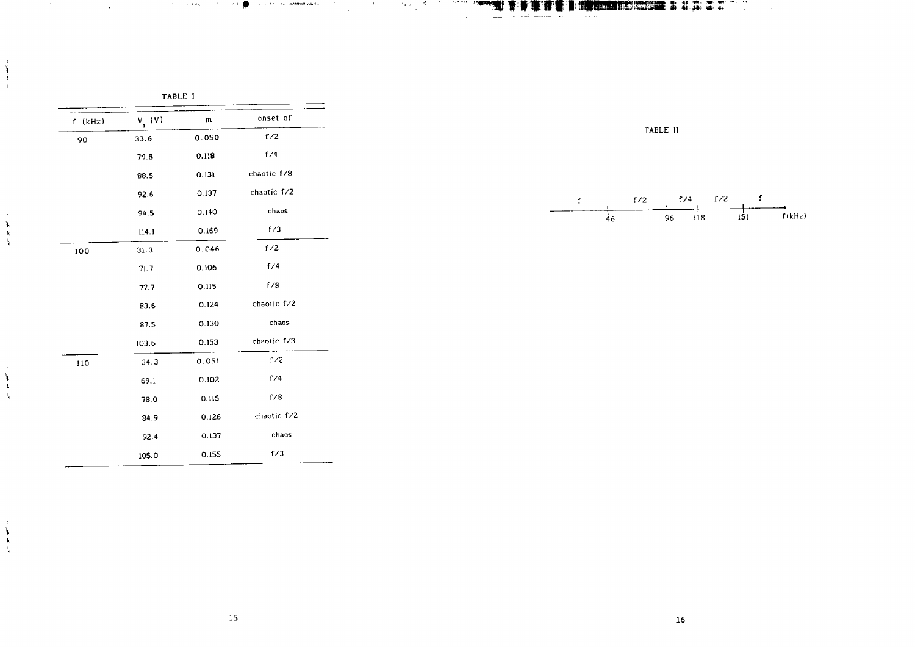TABLE I

| f (kHz) | $V_1$ (V) | m | onset of |
|---|---|---|---|
| 90 | 33.6 | 0.050 | f/2 |
| | 79.8 | 0.118 | f/4 |
| | 88.5 | 0.131 | chaotic f/8 |
| | 92.6 | 0.137 | chaotic f/2 |
| | 94.5 | 0.140 | chaos |
| | 114.1 | 0.169 | f/3 |
| 100 | 31.3 | 0.046 | f/2 |
| | 71.7 | 0.106 | f/4 |
| | 77.7 | 0.115 | f/8 |
| | 83.6 | 0.124 | chaotic f/2 |
| | 87.5 | 0.130 | chaos |
| | 103.6 | 0.153 | chaotic f/3 |
| 110 | 34.3 | 0.051 | f/2 |
| | 69.1 | 0.102 | f/4 |
| | 78.0 | 0.115 | f/8 |
| | 84.9 | 0.126 | chaotic f/2 |
| | 92.4 | 0.137 | chaos |
| | 105.0 | 0.155 | f/3 |

TABLE II

f &nbsp;&nbsp; f/2 &nbsp;&nbsp; f/4 &nbsp;&nbsp; f/2 &nbsp;&nbsp; f

46 &nbsp;&nbsp; 96 &nbsp;&nbsp; 118 &nbsp;&nbsp; 151 &nbsp;&nbsp; f(kHz)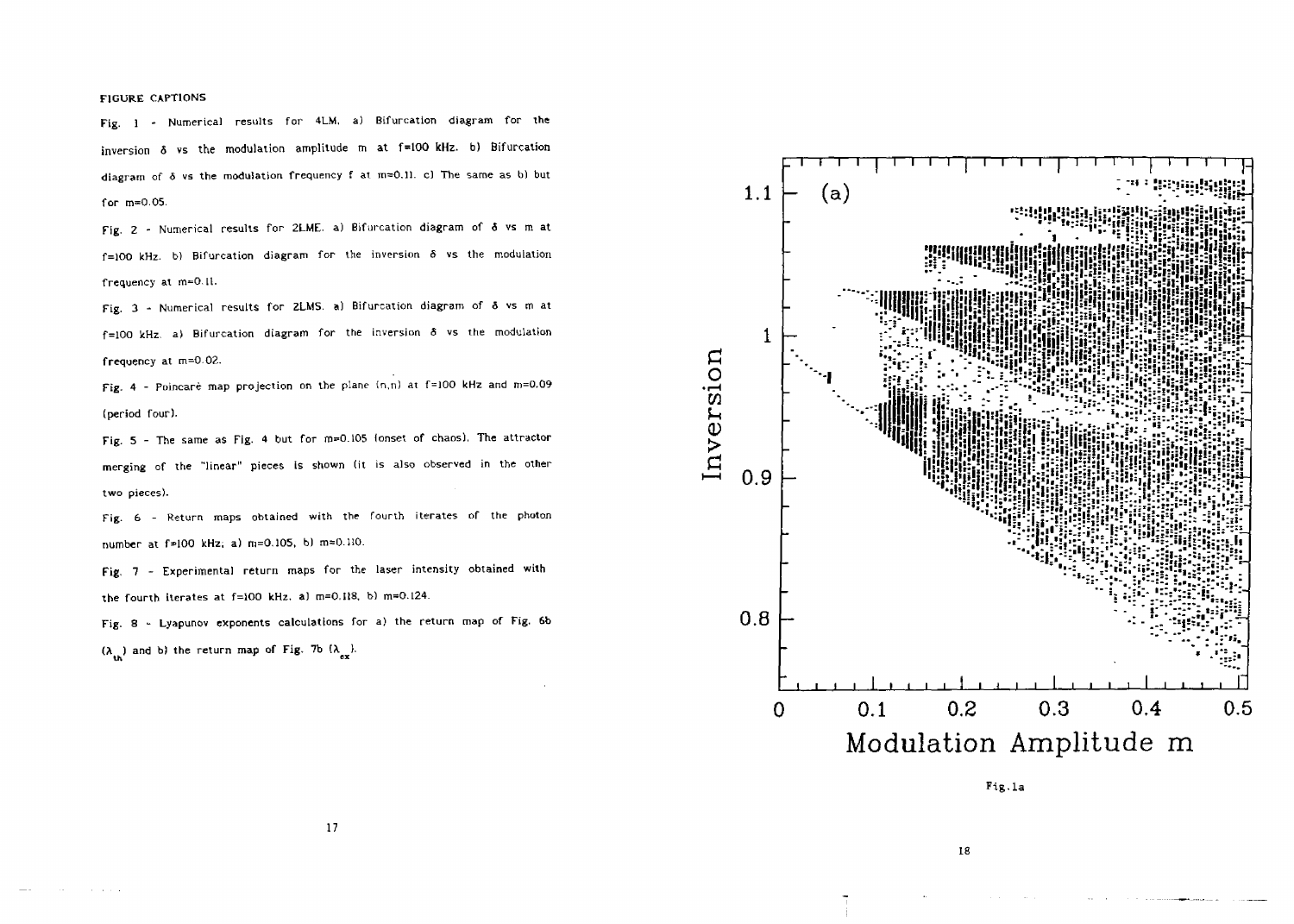FIGURE CAPTIONS

Fig. 1 - Numerical results for 4LM. a) Bifurcation diagram for the inversion $\delta$ vs the modulation amplitude m at f=100 kHz. b) Bifurcation diagram of $\delta$ vs the modulation frequency f at m=0.11. c) The same as b) but for m=0.05.

Fig. 2 - Numerical results for 2LME. a) Bifurcation diagram of $\delta$ vs m at f=100 kHz. b) Bifurcation diagram for the inversion $\delta$ vs the modulation frequency at m=0.11.

Fig. 3 - Numerical results for 2LMS. a) Bifurcation diagram of $\delta$ vs m at f=100 kHz. a) Bifurcation diagram for the inversion $\delta$ vs the modulation frequency at m=0.02.

Fig. 4 - Poincaré map projection on the plane $(n,\dot{n})$ at f=100 kHz and m=0.09 (period four).

Fig. 5 - The same as Fig. 4 but for m=0.105 (onset of chaos). The attractor merging of the "linear" pieces is shown (it is also observed in the other two pieces).

Fig. 6 - Return maps obtained with the fourth iterates of the photon number at f=100 kHz, a) m=0.105, b) m=0.110.

Fig. 7 - Experimental return maps for the laser intensity obtained with the fourth iterates at f=100 kHz. a) m=0.118, b) m=0.124.

Fig. 8 - Lyapunov exponents calculations for a) the return map of Fig. 6b ($\lambda_{th}$) and b) the return map of Fig. 7b ($\lambda_{ex}$).

Fig.1a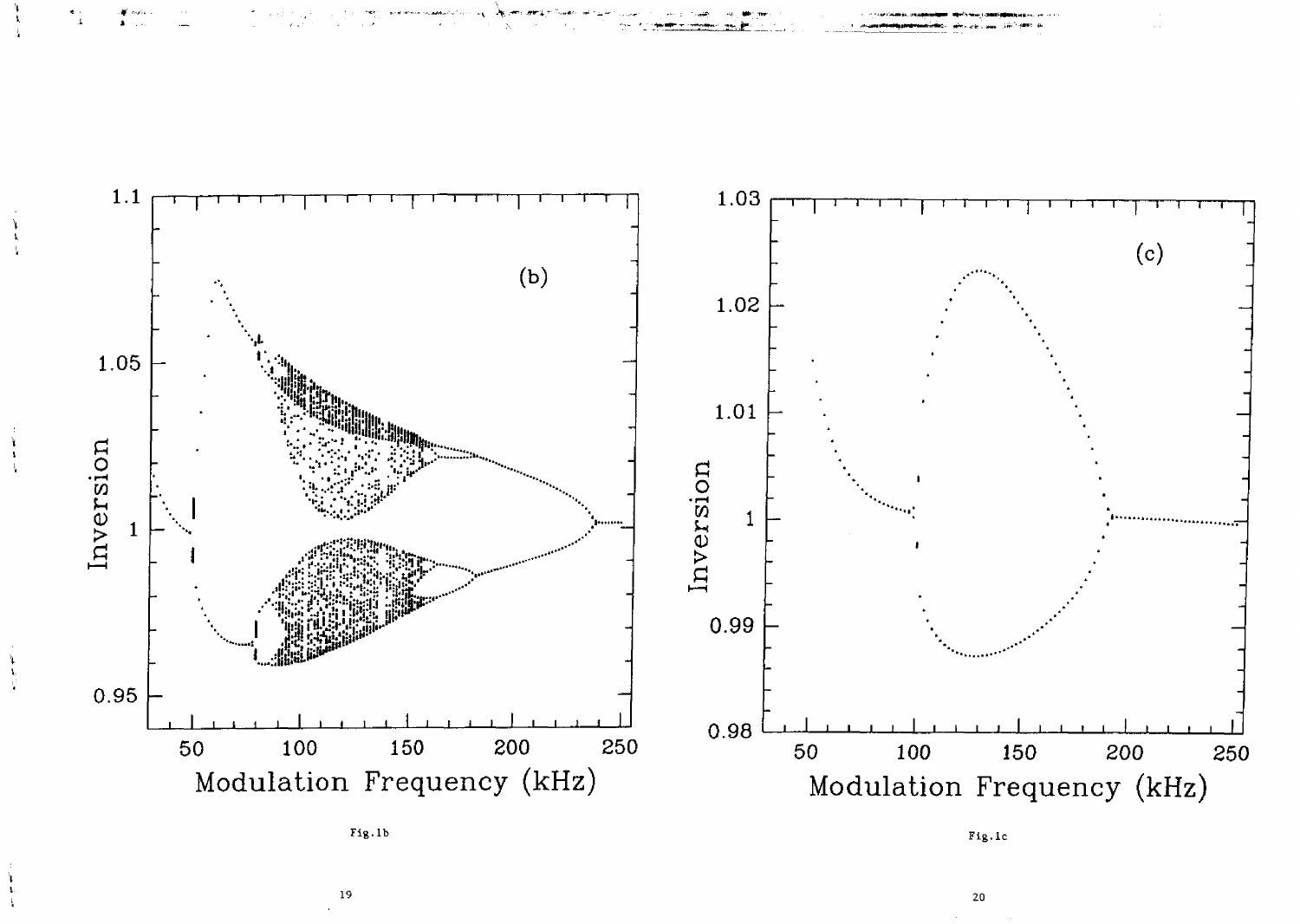Fig.1b

Fig.1c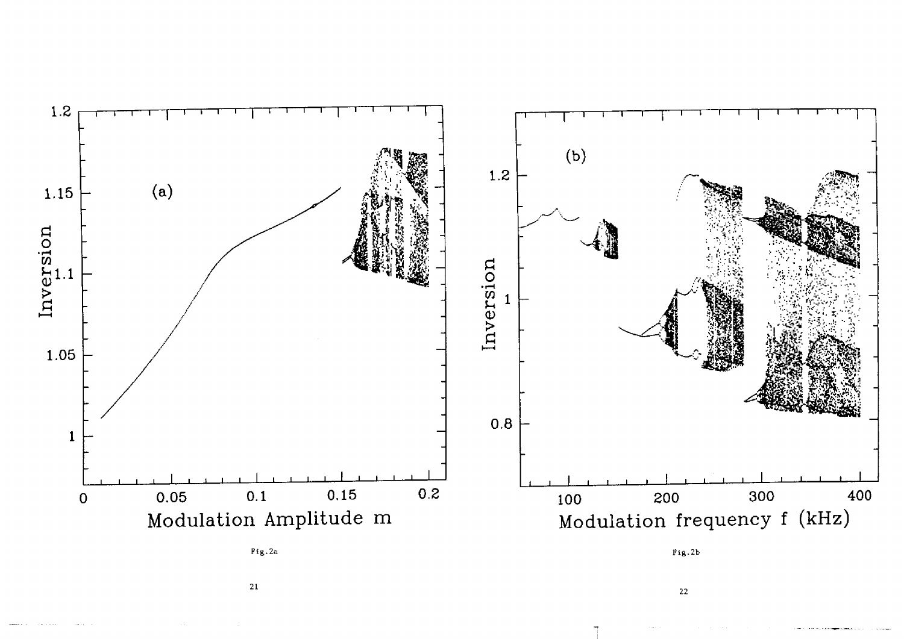Fig.2a

Fig.2b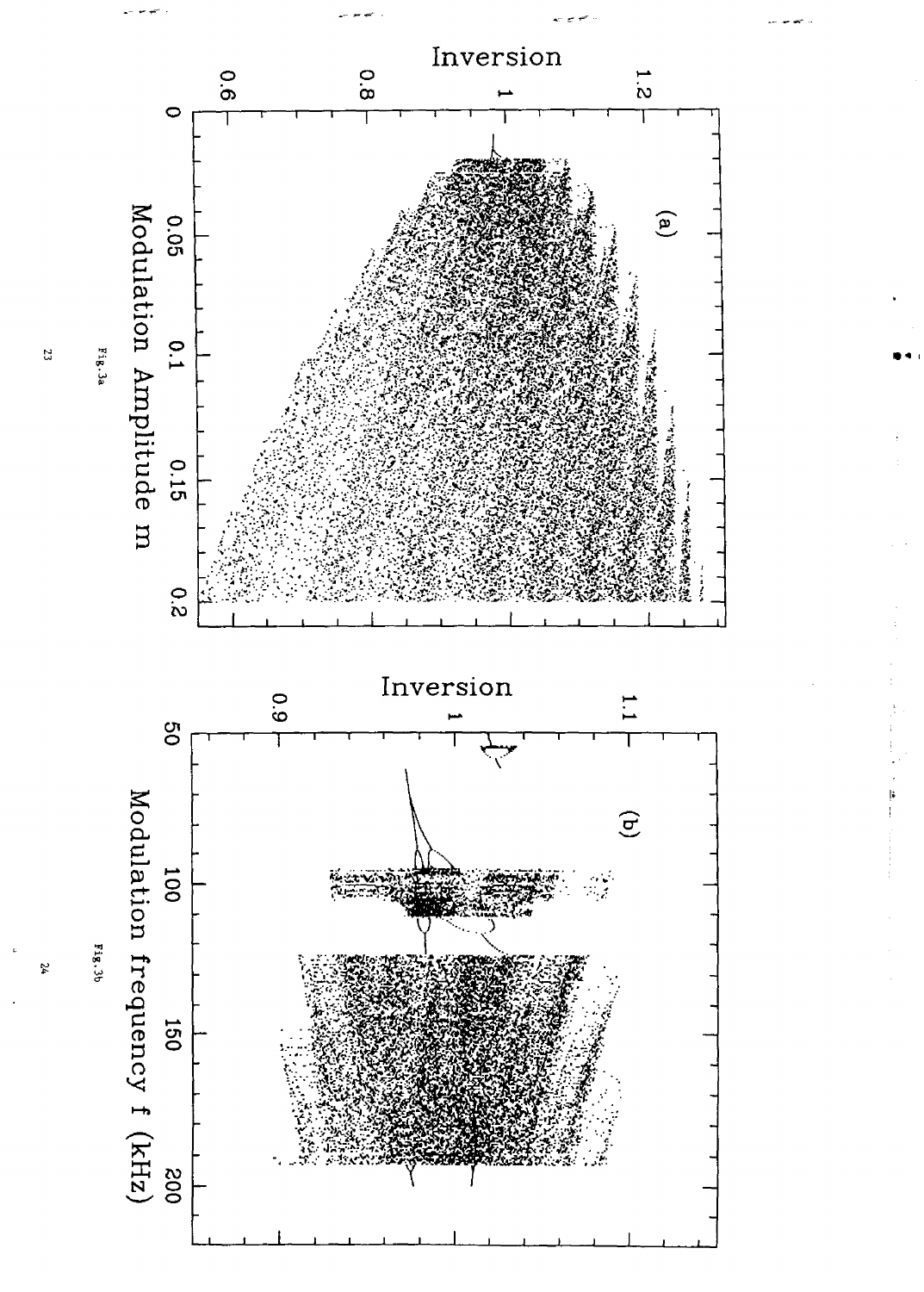Fig.3a

Fig.3b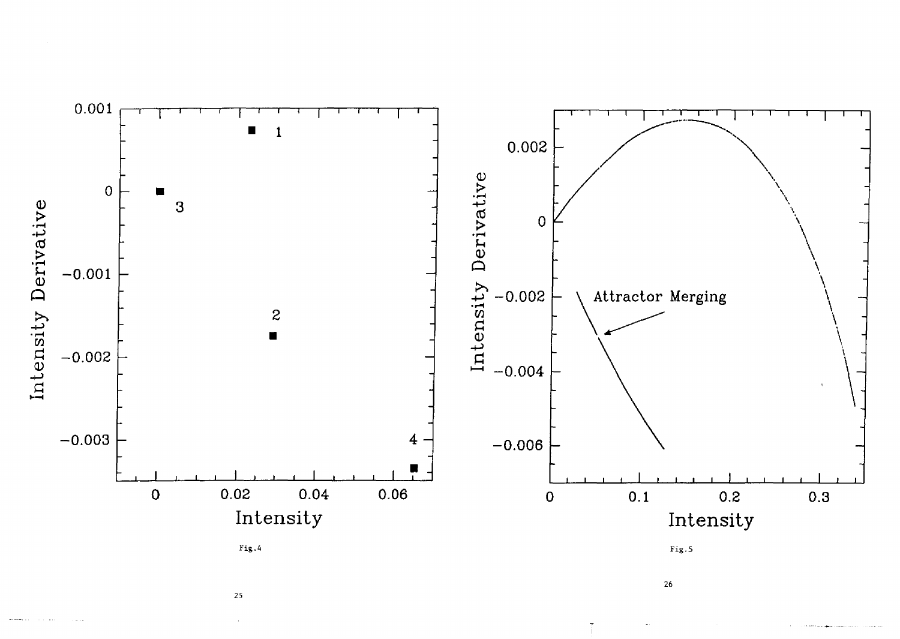Fig.4

Fig.5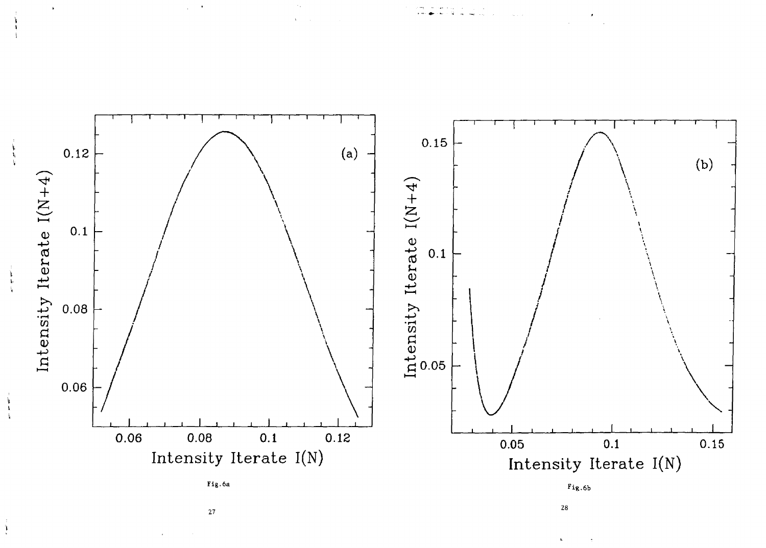Fig.6a

Fig.6b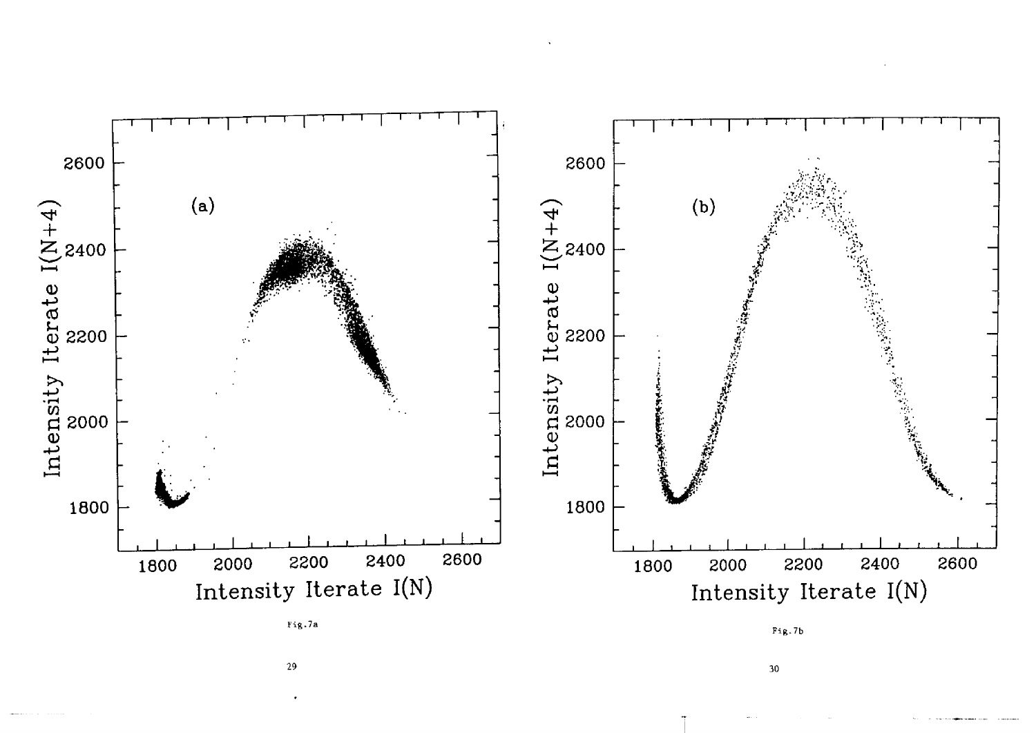Fig.7a

Fig.7b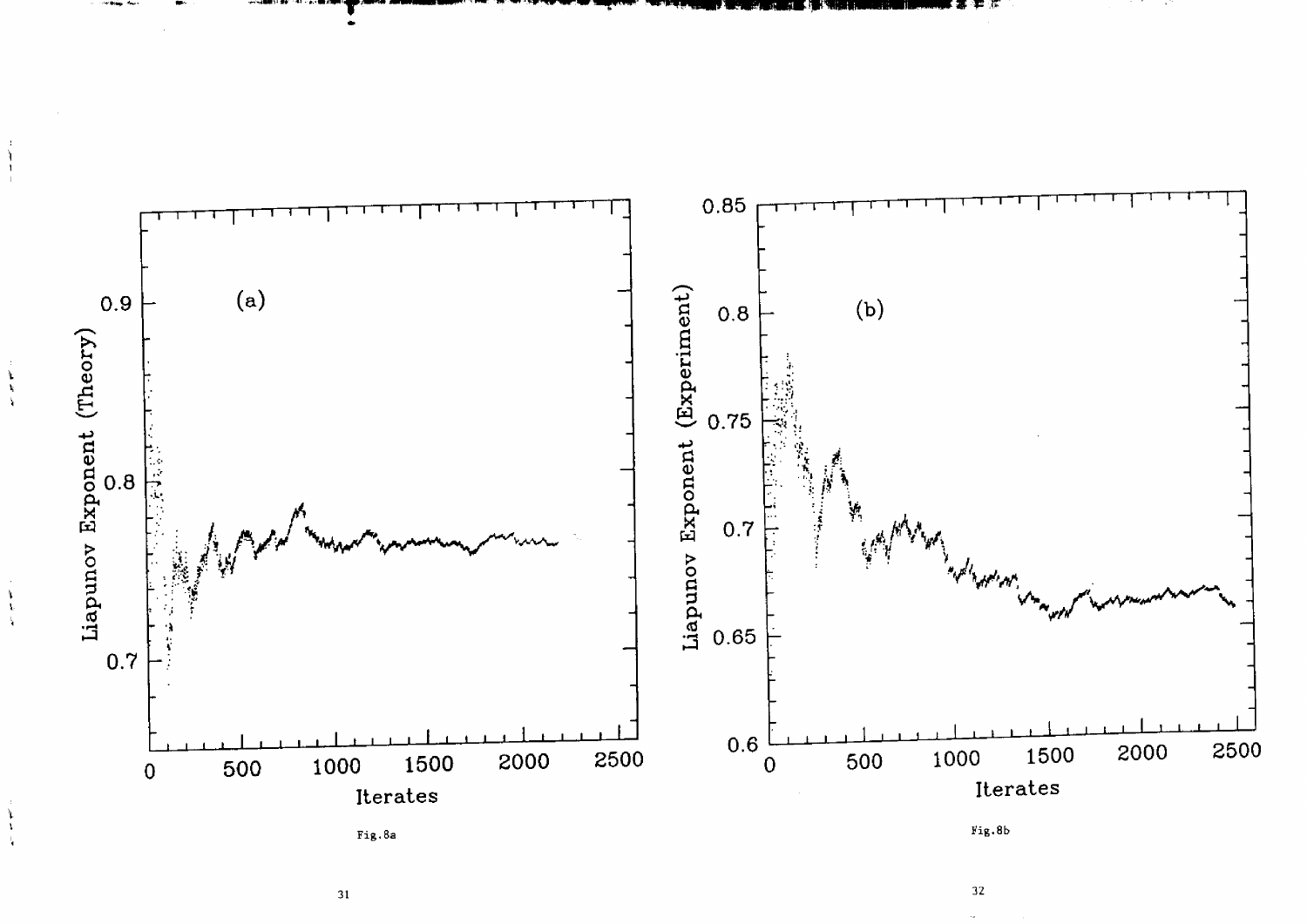0.9

0.8

0.7

Liapunov Exponent (Theory)

(a)

0

500

1000

1500

2000

2500

Iterates

Fig.8a

0.85

0.8

0.75

0.7

0.65

0.6

Liapunov Exponent (Experiment)

(b)

0

500

1000

1500

2000

2500

Iterates

Fig.8b